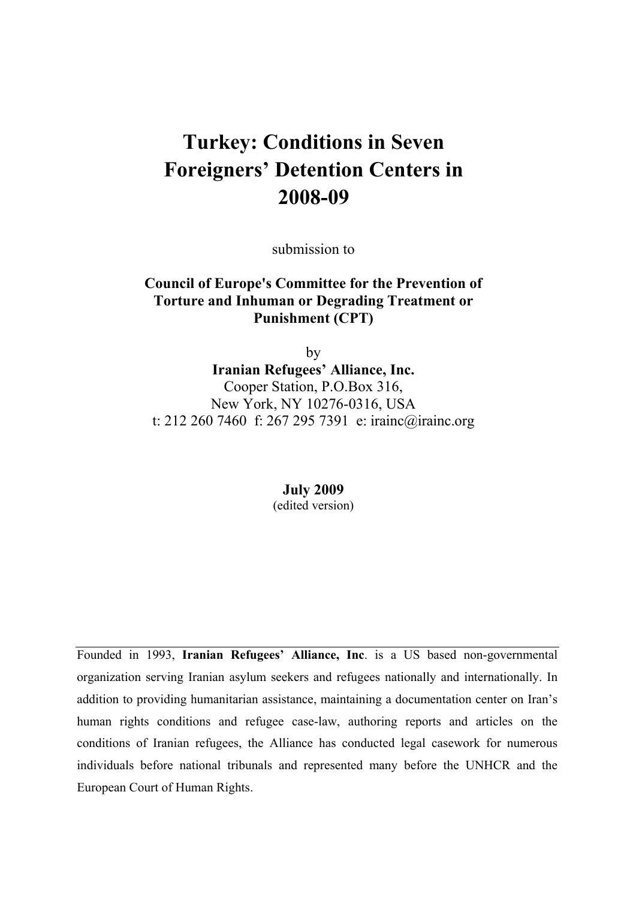# Turkey: Conditions in Seven Foreigners' Detention Centers in 2008-09

submission to

**Council of Europe's Committee for the Prevention of Torture and Inhuman or Degrading Treatment or Punishment (CPT)**

by

**Iranian Refugees' Alliance, Inc.**
Cooper Station, P.O.Box 316,
New York, NY 10276-0316, USA
t: 212 260 7460 f: 267 295 7391 e: irainc@irainc.org

**July 2009**
(edited version)

---

Founded in 1993, **Iranian Refugees' Alliance, Inc**. is a US based non-governmental organization serving Iranian asylum seekers and refugees nationally and internationally. In addition to providing humanitarian assistance, maintaining a documentation center on Iran's human rights conditions and refugee case-law, authoring reports and articles on the conditions of Iranian refugees, the Alliance has conducted legal casework for numerous individuals before national tribunals and represented many before the UNHCR and the European Court of Human Rights.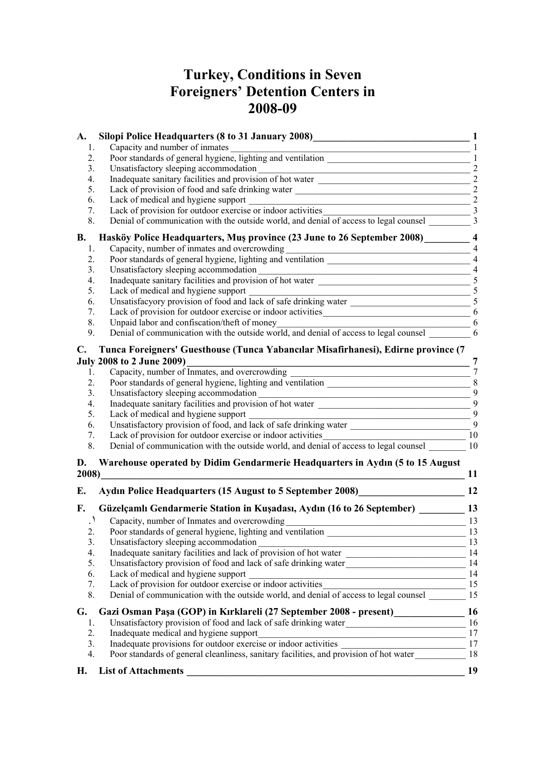# Turkey, Conditions in Seven Foreigners' Detention Centers in 2008-09

**A. Silopi Police Headquarters (8 to 31 January 2008)** — 1

1. Capacity and number of inmates — 1
2. Poor standards of general hygiene, lighting and ventilation — 1
3. Unsatisfactory sleeping accommodation — 2
4. Inadequate sanitary facilities and provision of hot water — 2
5. Lack of provision of food and safe drinking water — 2
6. Lack of medical and hygiene support — 2
7. Lack of provision for outdoor exercise or indoor activities — 3
8. Denial of communication with the outside world, and denial of access to legal counsel — 3

**B. Hasköy Police Headquarters, Muş province (23 June to 26 September 2008)** — 4

1. Capacity, number of inmates and overcrowding — 4
2. Poor standards of general hygiene, lighting and ventilation — 4
3. Unsatisfactory sleeping accommodation — 4
4. Inadequate sanitary facilities and provision of hot water — 5
5. Lack of medical and hygiene support — 5
6. Unsatisfacyory provision of food and lack of safe drinking water — 5
7. Lack of provision for outdoor exercise or indoor activities — 6
8. Unpaid labor and confiscation/theft of money — 6
9. Denial of communication with the outside world, and denial of access to legal counsel — 6

**C. Tunca Foreigners' Guesthouse (Tunca Yabancılar Misafirhanesi), Edirne province (7 July 2008 to 2 June 2009)** — 7

1. Capacity, number of Inmates, and overcrowding — 7
2. Poor standards of general hygiene, lighting and ventilation — 8
3. Unsatisfactory sleeping accommodation — 9
4. Inadequate sanitary facilities and provision of hot water — 9
5. Lack of medical and hygiene support — 9
6. Unsatisfactory provision of food, and lack of safe drinking water — 9
7. Lack of provision for outdoor exercise or indoor activities — 10
8. Denial of communication with the outside world, and denial of access to legal counsel — 10

**D. Warehouse operated by Didim Gendarmerie Headquarters in Aydın (5 to 15 August 2008)** — 11

**E. Aydın Police Headquarters (15 August to 5 September 2008)** — 12

**F. Güzelçamlı Gendarmerie Station in Kuşadası, Aydın (16 to 26 September)** — 13

1. Capacity, number of Inmates and overcrowding — 13
2. Poor standards of general hygiene, lighting and ventilation — 13
3. Unsatisfactory sleeping accommodation — 13
4. Inadequate sanitary facilities and lack of provision of hot water — 14
5. Unsatisfactory provision of food and lack of safe drinking water — 14
6. Lack of medical and hygiene support — 14
7. Lack of provision for outdoor exercise or indoor activities — 15
8. Denial of communication with the outside world, and denial of access to legal counsel — 15

**G. Gazi Osman Paşa (GOP) in Kırklareli (27 September 2008 - present)** — 16

1. Unsatisfactory provision of food and lack of safe drinking water — 16
2. Inadequate medical and hygiene support — 17
3. Inadequate provisions for outdoor exercise or indoor activities — 17
4. Poor standards of general cleanliness, sanitary facilities, and provision of hot water — 18

**H. List of Attachments** — 19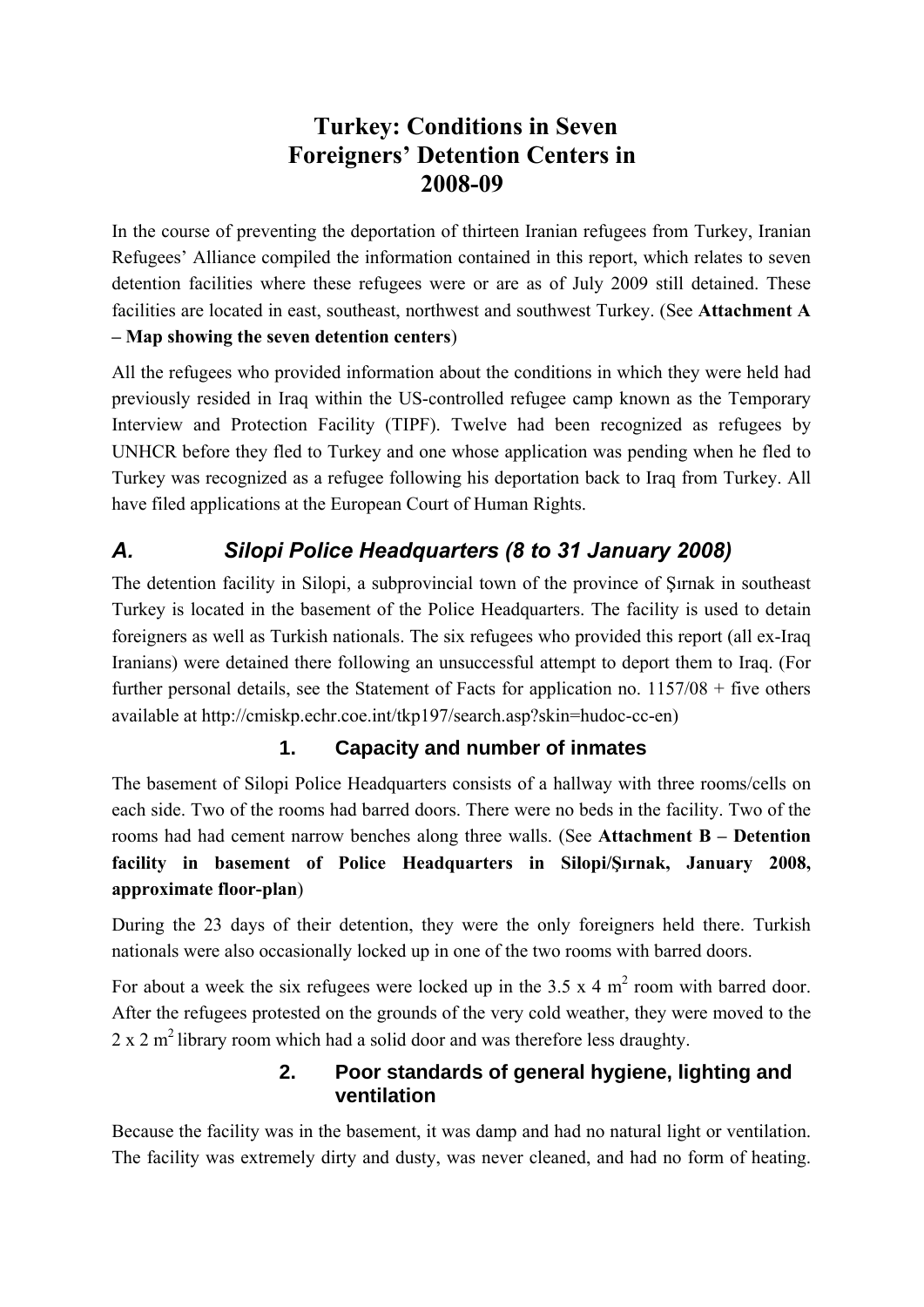# Turkey: Conditions in Seven Foreigners' Detention Centers in 2008-09

In the course of preventing the deportation of thirteen Iranian refugees from Turkey, Iranian Refugees' Alliance compiled the information contained in this report, which relates to seven detention facilities where these refugees were or are as of July 2009 still detained. These facilities are located in east, southeast, northwest and southwest Turkey. (See **Attachment A – Map showing the seven detention centers**)

All the refugees who provided information about the conditions in which they were held had previously resided in Iraq within the US-controlled refugee camp known as the Temporary Interview and Protection Facility (TIPF). Twelve had been recognized as refugees by UNHCR before they fled to Turkey and one whose application was pending when he fled to Turkey was recognized as a refugee following his deportation back to Iraq from Turkey. All have filed applications at the European Court of Human Rights.

## *A. Silopi Police Headquarters (8 to 31 January 2008)*

The detention facility in Silopi, a subprovincial town of the province of Şırnak in southeast Turkey is located in the basement of the Police Headquarters. The facility is used to detain foreigners as well as Turkish nationals. The six refugees who provided this report (all ex-Iraq Iranians) were detained there following an unsuccessful attempt to deport them to Iraq. (For further personal details, see the Statement of Facts for application no. 1157/08 + five others available at http://cmiskp.echr.coe.int/tkp197/search.asp?skin=hudoc-cc-en)

### 1. Capacity and number of inmates

The basement of Silopi Police Headquarters consists of a hallway with three rooms/cells on each side. Two of the rooms had barred doors. There were no beds in the facility. Two of the rooms had had cement narrow benches along three walls. (See **Attachment B – Detention facility in basement of Police Headquarters in Silopi/Şırnak, January 2008, approximate floor-plan**)

During the 23 days of their detention, they were the only foreigners held there. Turkish nationals were also occasionally locked up in one of the two rooms with barred doors.

For about a week the six refugees were locked up in the 3.5 x 4 $m^2$ room with barred door. After the refugees protested on the grounds of the very cold weather, they were moved to the 2 x 2 $m^2$ library room which had a solid door and was therefore less draughty.

### 2. Poor standards of general hygiene, lighting and ventilation

Because the facility was in the basement, it was damp and had no natural light or ventilation. The facility was extremely dirty and dusty, was never cleaned, and had no form of heating.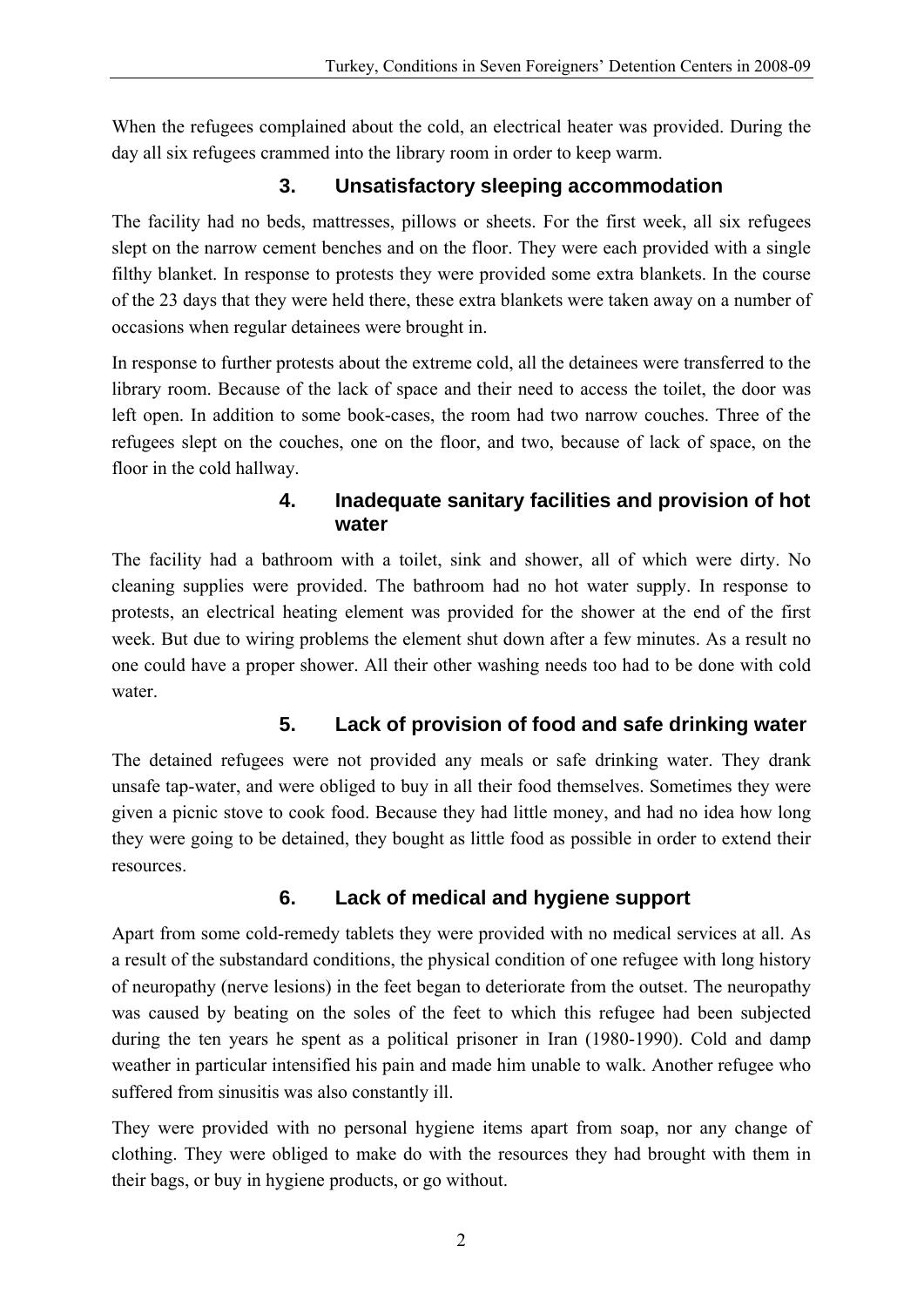When the refugees complained about the cold, an electrical heater was provided. During the day all six refugees crammed into the library room in order to keep warm.

### 3. Unsatisfactory sleeping accommodation

The facility had no beds, mattresses, pillows or sheets. For the first week, all six refugees slept on the narrow cement benches and on the floor. They were each provided with a single filthy blanket. In response to protests they were provided some extra blankets. In the course of the 23 days that they were held there, these extra blankets were taken away on a number of occasions when regular detainees were brought in.

In response to further protests about the extreme cold, all the detainees were transferred to the library room. Because of the lack of space and their need to access the toilet, the door was left open. In addition to some book-cases, the room had two narrow couches. Three of the refugees slept on the couches, one on the floor, and two, because of lack of space, on the floor in the cold hallway.

### 4. Inadequate sanitary facilities and provision of hot water

The facility had a bathroom with a toilet, sink and shower, all of which were dirty. No cleaning supplies were provided. The bathroom had no hot water supply. In response to protests, an electrical heating element was provided for the shower at the end of the first week. But due to wiring problems the element shut down after a few minutes. As a result no one could have a proper shower. All their other washing needs too had to be done with cold water.

### 5. Lack of provision of food and safe drinking water

The detained refugees were not provided any meals or safe drinking water. They drank unsafe tap-water, and were obliged to buy in all their food themselves. Sometimes they were given a picnic stove to cook food. Because they had little money, and had no idea how long they were going to be detained, they bought as little food as possible in order to extend their resources.

### 6. Lack of medical and hygiene support

Apart from some cold-remedy tablets they were provided with no medical services at all. As a result of the substandard conditions, the physical condition of one refugee with long history of neuropathy (nerve lesions) in the feet began to deteriorate from the outset. The neuropathy was caused by beating on the soles of the feet to which this refugee had been subjected during the ten years he spent as a political prisoner in Iran (1980-1990). Cold and damp weather in particular intensified his pain and made him unable to walk. Another refugee who suffered from sinusitis was also constantly ill.

They were provided with no personal hygiene items apart from soap, nor any change of clothing. They were obliged to make do with the resources they had brought with them in their bags, or buy in hygiene products, or go without.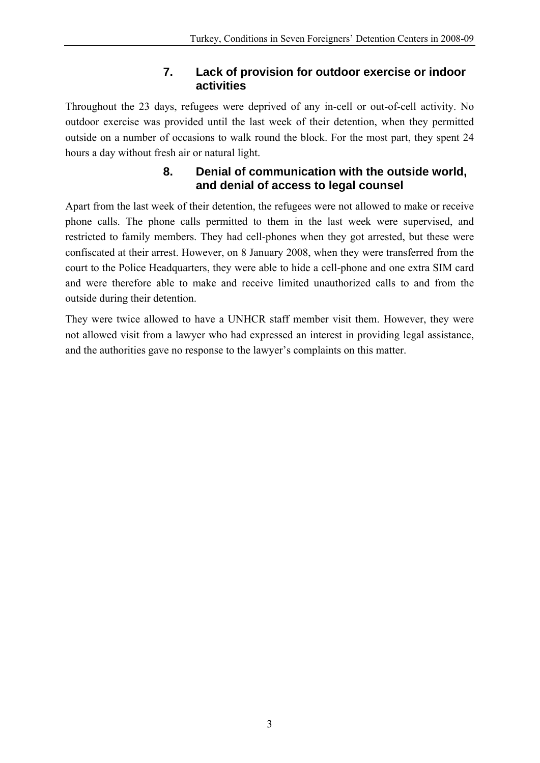### 7. Lack of provision for outdoor exercise or indoor activities

Throughout the 23 days, refugees were deprived of any in-cell or out-of-cell activity. No outdoor exercise was provided until the last week of their detention, when they permitted outside on a number of occasions to walk round the block. For the most part, they spent 24 hours a day without fresh air or natural light.

### 8. Denial of communication with the outside world, and denial of access to legal counsel

Apart from the last week of their detention, the refugees were not allowed to make or receive phone calls. The phone calls permitted to them in the last week were supervised, and restricted to family members. They had cell-phones when they got arrested, but these were confiscated at their arrest. However, on 8 January 2008, when they were transferred from the court to the Police Headquarters, they were able to hide a cell-phone and one extra SIM card and were therefore able to make and receive limited unauthorized calls to and from the outside during their detention.

They were twice allowed to have a UNHCR staff member visit them. However, they were not allowed visit from a lawyer who had expressed an interest in providing legal assistance, and the authorities gave no response to the lawyer's complaints on this matter.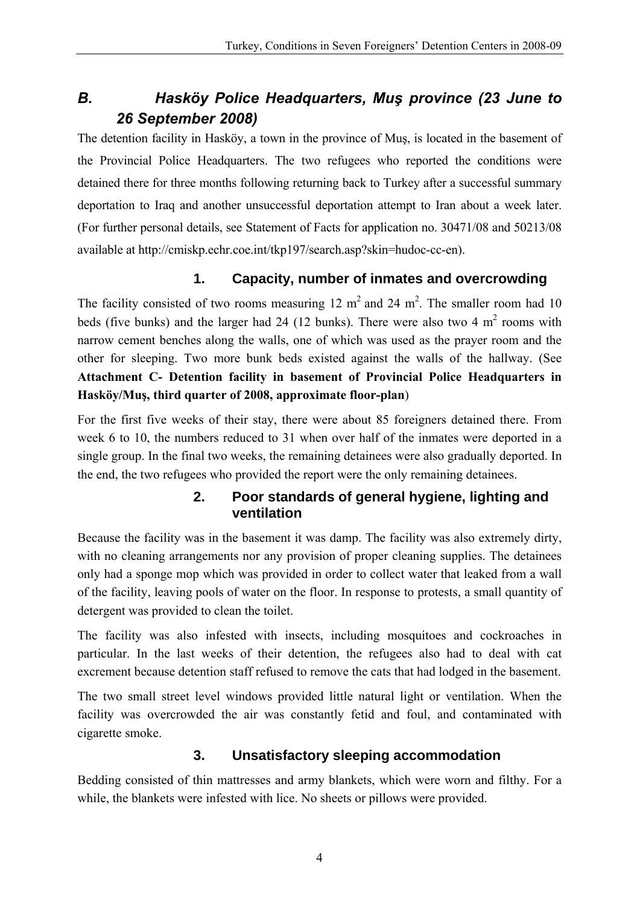## *B. Hasköy Police Headquarters, Muş province (23 June to 26 September 2008)*

The detention facility in Hasköy, a town in the province of Muş, is located in the basement of the Provincial Police Headquarters. The two refugees who reported the conditions were detained there for three months following returning back to Turkey after a successful summary deportation to Iraq and another unsuccessful deportation attempt to Iran about a week later. (For further personal details, see Statement of Facts for application no. 30471/08 and 50213/08 available at http://cmiskp.echr.coe.int/tkp197/search.asp?skin=hudoc-cc-en).

### 1. Capacity, number of inmates and overcrowding

The facility consisted of two rooms measuring 12 $m^2$ and 24 $m^2$. The smaller room had 10 beds (five bunks) and the larger had 24 (12 bunks). There were also two 4 $m^2$ rooms with narrow cement benches along the walls, one of which was used as the prayer room and the other for sleeping. Two more bunk beds existed against the walls of the hallway. (See **Attachment C- Detention facility in basement of Provincial Police Headquarters in Hasköy/Muş, third quarter of 2008, approximate floor-plan**)

For the first five weeks of their stay, there were about 85 foreigners detained there. From week 6 to 10, the numbers reduced to 31 when over half of the inmates were deported in a single group. In the final two weeks, the remaining detainees were also gradually deported. In the end, the two refugees who provided the report were the only remaining detainees.

### 2. Poor standards of general hygiene, lighting and ventilation

Because the facility was in the basement it was damp. The facility was also extremely dirty, with no cleaning arrangements nor any provision of proper cleaning supplies. The detainees only had a sponge mop which was provided in order to collect water that leaked from a wall of the facility, leaving pools of water on the floor. In response to protests, a small quantity of detergent was provided to clean the toilet.

The facility was also infested with insects, including mosquitoes and cockroaches in particular. In the last weeks of their detention, the refugees also had to deal with cat excrement because detention staff refused to remove the cats that had lodged in the basement.

The two small street level windows provided little natural light or ventilation. When the facility was overcrowded the air was constantly fetid and foul, and contaminated with cigarette smoke.

### 3. Unsatisfactory sleeping accommodation

Bedding consisted of thin mattresses and army blankets, which were worn and filthy. For a while, the blankets were infested with lice. No sheets or pillows were provided.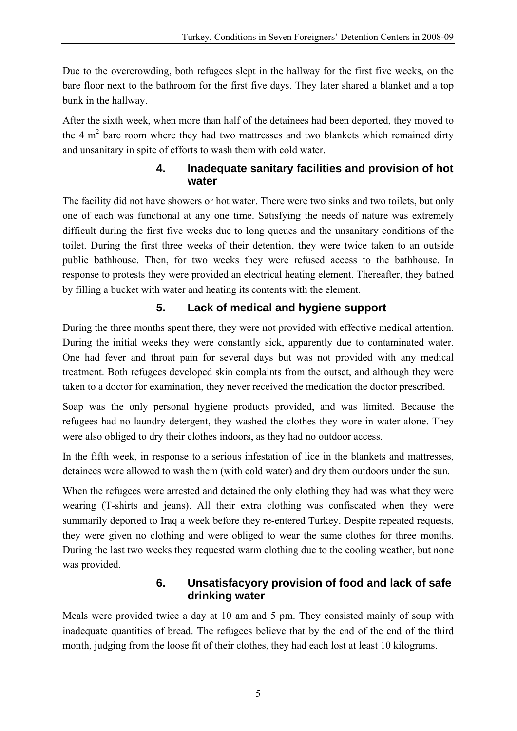Due to the overcrowding, both refugees slept in the hallway for the first five weeks, on the bare floor next to the bathroom for the first five days. They later shared a blanket and a top bunk in the hallway.

After the sixth week, when more than half of the detainees had been deported, they moved to the 4 $m^2$ bare room where they had two mattresses and two blankets which remained dirty and unsanitary in spite of efforts to wash them with cold water.

### 4. Inadequate sanitary facilities and provision of hot water

The facility did not have showers or hot water. There were two sinks and two toilets, but only one of each was functional at any one time. Satisfying the needs of nature was extremely difficult during the first five weeks due to long queues and the unsanitary conditions of the toilet. During the first three weeks of their detention, they were twice taken to an outside public bathhouse. Then, for two weeks they were refused access to the bathhouse. In response to protests they were provided an electrical heating element. Thereafter, they bathed by filling a bucket with water and heating its contents with the element.

### 5. Lack of medical and hygiene support

During the three months spent there, they were not provided with effective medical attention. During the initial weeks they were constantly sick, apparently due to contaminated water. One had fever and throat pain for several days but was not provided with any medical treatment. Both refugees developed skin complaints from the outset, and although they were taken to a doctor for examination, they never received the medication the doctor prescribed.

Soap was the only personal hygiene products provided, and was limited. Because the refugees had no laundry detergent, they washed the clothes they wore in water alone. They were also obliged to dry their clothes indoors, as they had no outdoor access.

In the fifth week, in response to a serious infestation of lice in the blankets and mattresses, detainees were allowed to wash them (with cold water) and dry them outdoors under the sun.

When the refugees were arrested and detained the only clothing they had was what they were wearing (T-shirts and jeans). All their extra clothing was confiscated when they were summarily deported to Iraq a week before they re-entered Turkey. Despite repeated requests, they were given no clothing and were obliged to wear the same clothes for three months. During the last two weeks they requested warm clothing due to the cooling weather, but none was provided.

### 6. Unsatisfacyory provision of food and lack of safe drinking water

Meals were provided twice a day at 10 am and 5 pm. They consisted mainly of soup with inadequate quantities of bread. The refugees believe that by the end of the end of the third month, judging from the loose fit of their clothes, they had each lost at least 10 kilograms.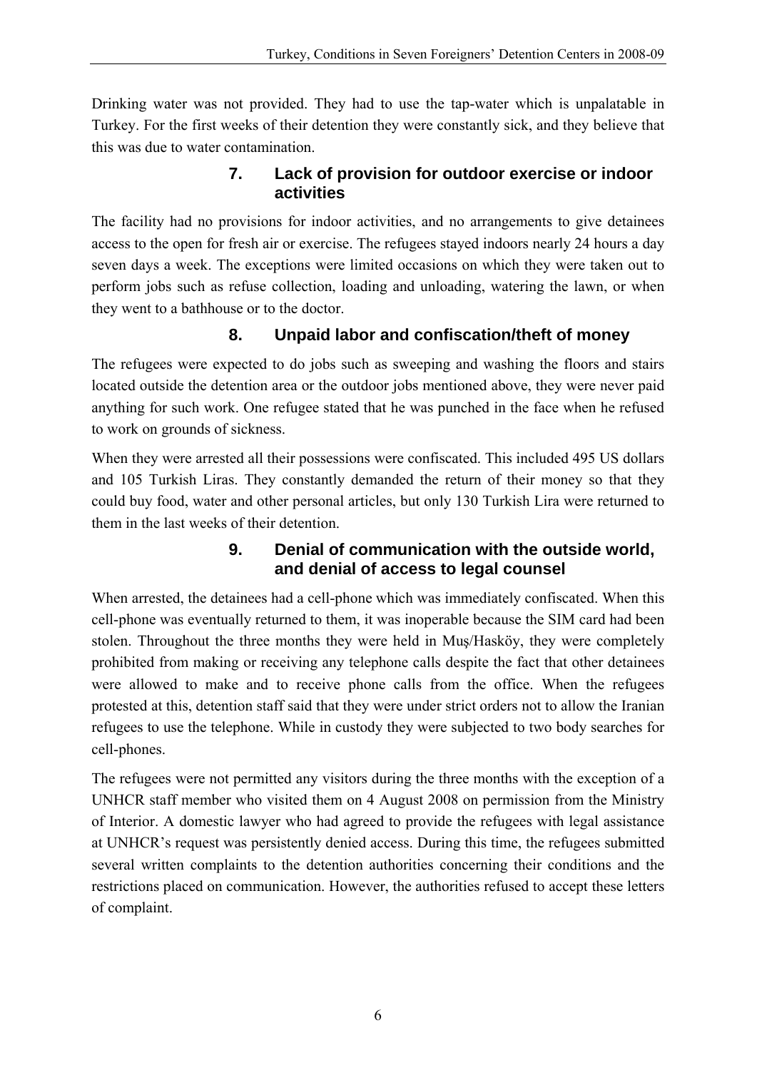Drinking water was not provided. They had to use the tap-water which is unpalatable in Turkey. For the first weeks of their detention they were constantly sick, and they believe that this was due to water contamination.

### 7. Lack of provision for outdoor exercise or indoor activities

The facility had no provisions for indoor activities, and no arrangements to give detainees access to the open for fresh air or exercise. The refugees stayed indoors nearly 24 hours a day seven days a week. The exceptions were limited occasions on which they were taken out to perform jobs such as refuse collection, loading and unloading, watering the lawn, or when they went to a bathhouse or to the doctor.

### 8. Unpaid labor and confiscation/theft of money

The refugees were expected to do jobs such as sweeping and washing the floors and stairs located outside the detention area or the outdoor jobs mentioned above, they were never paid anything for such work. One refugee stated that he was punched in the face when he refused to work on grounds of sickness.

When they were arrested all their possessions were confiscated. This included 495 US dollars and 105 Turkish Liras. They constantly demanded the return of their money so that they could buy food, water and other personal articles, but only 130 Turkish Lira were returned to them in the last weeks of their detention.

### 9. Denial of communication with the outside world, and denial of access to legal counsel

When arrested, the detainees had a cell-phone which was immediately confiscated. When this cell-phone was eventually returned to them, it was inoperable because the SIM card had been stolen. Throughout the three months they were held in Muş/Hasköy, they were completely prohibited from making or receiving any telephone calls despite the fact that other detainees were allowed to make and to receive phone calls from the office. When the refugees protested at this, detention staff said that they were under strict orders not to allow the Iranian refugees to use the telephone. While in custody they were subjected to two body searches for cell-phones.

The refugees were not permitted any visitors during the three months with the exception of a UNHCR staff member who visited them on 4 August 2008 on permission from the Ministry of Interior. A domestic lawyer who had agreed to provide the refugees with legal assistance at UNHCR's request was persistently denied access. During this time, the refugees submitted several written complaints to the detention authorities concerning their conditions and the restrictions placed on communication. However, the authorities refused to accept these letters of complaint.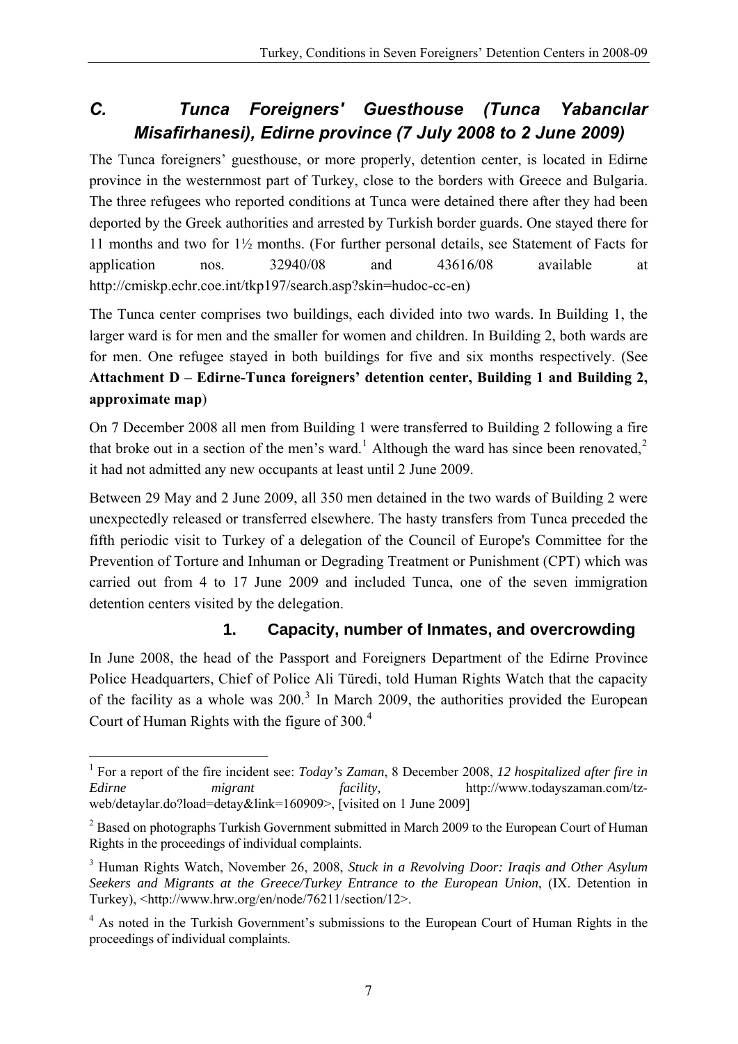## *C. Tunca Foreigners' Guesthouse (Tunca Yabancılar Misafirhanesi), Edirne province (7 July 2008 to 2 June 2009)*

The Tunca foreigners' guesthouse, or more properly, detention center, is located in Edirne province in the westernmost part of Turkey, close to the borders with Greece and Bulgaria. The three refugees who reported conditions at Tunca were detained there after they had been deported by the Greek authorities and arrested by Turkish border guards. One stayed there for 11 months and two for 1½ months. (For further personal details, see Statement of Facts for application nos. 32940/08 and 43616/08 available at http://cmiskp.echr.coe.int/tkp197/search.asp?skin=hudoc-cc-en)

The Tunca center comprises two buildings, each divided into two wards. In Building 1, the larger ward is for men and the smaller for women and children. In Building 2, both wards are for men. One refugee stayed in both buildings for five and six months respectively. (See **Attachment D – Edirne-Tunca foreigners' detention center, Building 1 and Building 2, approximate map**)

On 7 December 2008 all men from Building 1 were transferred to Building 2 following a fire that broke out in a section of the men's ward.[1] Although the ward has since been renovated,[2] it had not admitted any new occupants at least until 2 June 2009.

Between 29 May and 2 June 2009, all 350 men detained in the two wards of Building 2 were unexpectedly released or transferred elsewhere. The hasty transfers from Tunca preceded the fifth periodic visit to Turkey of a delegation of the Council of Europe's Committee for the Prevention of Torture and Inhuman or Degrading Treatment or Punishment (CPT) which was carried out from 4 to 17 June 2009 and included Tunca, one of the seven immigration detention centers visited by the delegation.

### 1. Capacity, number of Inmates, and overcrowding

In June 2008, the head of the Passport and Foreigners Department of the Edirne Province Police Headquarters, Chief of Police Ali Türedi, told Human Rights Watch that the capacity of the facility as a whole was 200.[3] In March 2009, the authorities provided the European Court of Human Rights with the figure of 300.[4]

---

[1] For a report of the fire incident see: *Today's Zaman*, 8 December 2008, *12 hospitalized after fire in Edirne migrant facility,* http://www.todayszaman.com/tz-web/detaylar.do?load=detay&link=160909>, [visited on 1 June 2009]

[2] Based on photographs Turkish Government submitted in March 2009 to the European Court of Human Rights in the proceedings of individual complaints.

[3] Human Rights Watch, November 26, 2008, *Stuck in a Revolving Door: Iraqis and Other Asylum Seekers and Migrants at the Greece/Turkey Entrance to the European Union*, (IX. Detention in Turkey), <http://www.hrw.org/en/node/76211/section/12>.

[4] As noted in the Turkish Government's submissions to the European Court of Human Rights in the proceedings of individual complaints.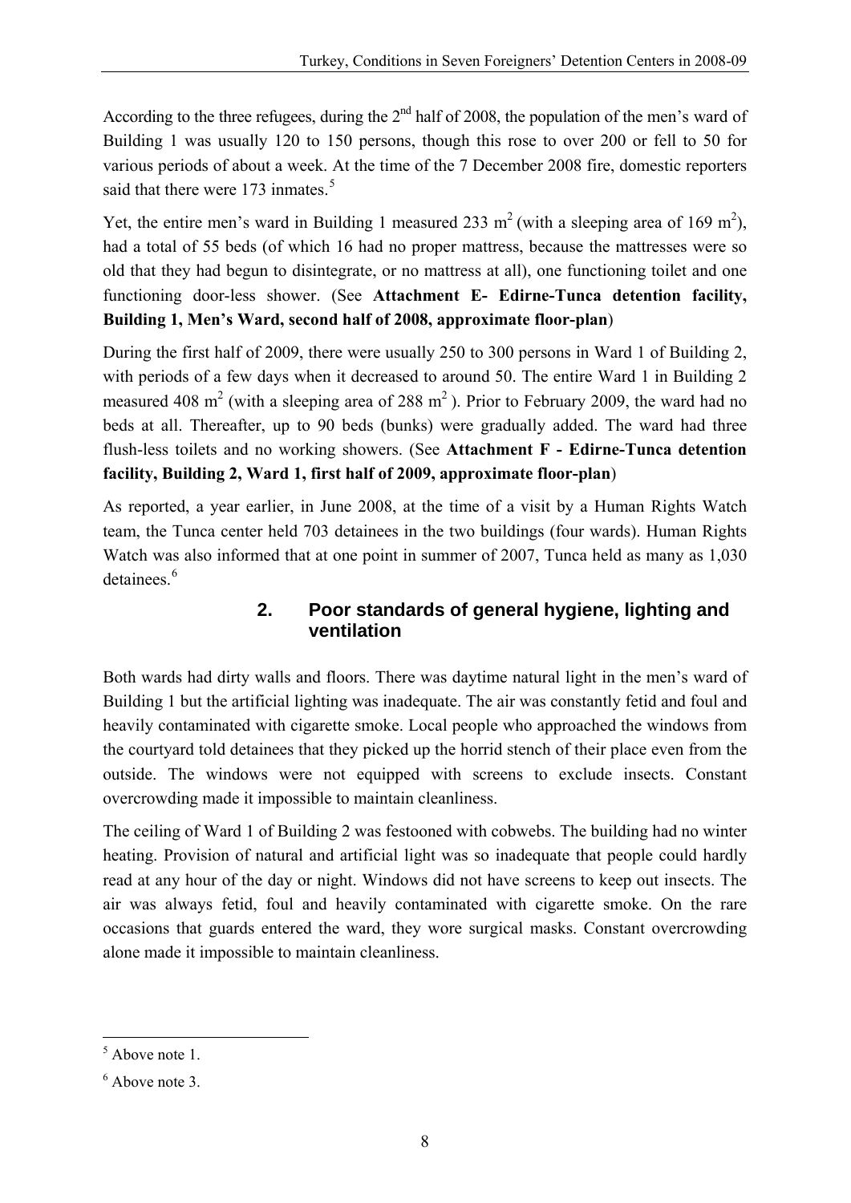According to the three refugees, during the 2nd half of 2008, the population of the men's ward of Building 1 was usually 120 to 150 persons, though this rose to over 200 or fell to 50 for various periods of about a week. At the time of the 7 December 2008 fire, domestic reporters said that there were 173 inmates.[5]

Yet, the entire men's ward in Building 1 measured 233 $m^2$ (with a sleeping area of 169 $m^2$), had a total of 55 beds (of which 16 had no proper mattress, because the mattresses were so old that they had begun to disintegrate, or no mattress at all), one functioning toilet and one functioning door-less shower. (See **Attachment E- Edirne-Tunca detention facility, Building 1, Men's Ward, second half of 2008, approximate floor-plan**)

During the first half of 2009, there were usually 250 to 300 persons in Ward 1 of Building 2, with periods of a few days when it decreased to around 50. The entire Ward 1 in Building 2 measured 408 $m^2$ (with a sleeping area of 288 $m^2$ ). Prior to February 2009, the ward had no beds at all. Thereafter, up to 90 beds (bunks) were gradually added. The ward had three flush-less toilets and no working showers. (See **Attachment F - Edirne-Tunca detention facility, Building 2, Ward 1, first half of 2009, approximate floor-plan**)

As reported, a year earlier, in June 2008, at the time of a visit by a Human Rights Watch team, the Tunca center held 703 detainees in the two buildings (four wards). Human Rights Watch was also informed that at one point in summer of 2007, Tunca held as many as 1,030 detainees.[6]

## 2. Poor standards of general hygiene, lighting and ventilation

Both wards had dirty walls and floors. There was daytime natural light in the men's ward of Building 1 but the artificial lighting was inadequate. The air was constantly fetid and foul and heavily contaminated with cigarette smoke. Local people who approached the windows from the courtyard told detainees that they picked up the horrid stench of their place even from the outside. The windows were not equipped with screens to exclude insects. Constant overcrowding made it impossible to maintain cleanliness.

The ceiling of Ward 1 of Building 2 was festooned with cobwebs. The building had no winter heating. Provision of natural and artificial light was so inadequate that people could hardly read at any hour of the day or night. Windows did not have screens to keep out insects. The air was always fetid, foul and heavily contaminated with cigarette smoke. On the rare occasions that guards entered the ward, they wore surgical masks. Constant overcrowding alone made it impossible to maintain cleanliness.

---

[5] Above note 1.

[6] Above note 3.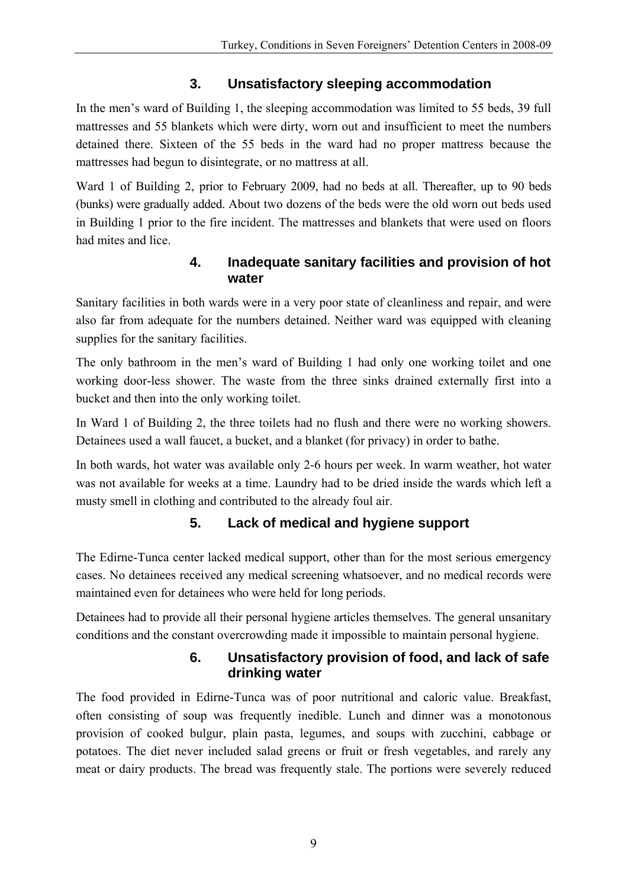## 3. Unsatisfactory sleeping accommodation

In the men's ward of Building 1, the sleeping accommodation was limited to 55 beds, 39 full mattresses and 55 blankets which were dirty, worn out and insufficient to meet the numbers detained there. Sixteen of the 55 beds in the ward had no proper mattress because the mattresses had begun to disintegrate, or no mattress at all.

Ward 1 of Building 2, prior to February 2009, had no beds at all. Thereafter, up to 90 beds (bunks) were gradually added. About two dozens of the beds were the old worn out beds used in Building 1 prior to the fire incident. The mattresses and blankets that were used on floors had mites and lice.

## 4. Inadequate sanitary facilities and provision of hot water

Sanitary facilities in both wards were in a very poor state of cleanliness and repair, and were also far from adequate for the numbers detained. Neither ward was equipped with cleaning supplies for the sanitary facilities.

The only bathroom in the men's ward of Building 1 had only one working toilet and one working door-less shower. The waste from the three sinks drained externally first into a bucket and then into the only working toilet.

In Ward 1 of Building 2, the three toilets had no flush and there were no working showers. Detainees used a wall faucet, a bucket, and a blanket (for privacy) in order to bathe.

In both wards, hot water was available only 2-6 hours per week. In warm weather, hot water was not available for weeks at a time. Laundry had to be dried inside the wards which left a musty smell in clothing and contributed to the already foul air.

## 5. Lack of medical and hygiene support

The Edirne-Tunca center lacked medical support, other than for the most serious emergency cases. No detainees received any medical screening whatsoever, and no medical records were maintained even for detainees who were held for long periods.

Detainees had to provide all their personal hygiene articles themselves. The general unsanitary conditions and the constant overcrowding made it impossible to maintain personal hygiene.

## 6. Unsatisfactory provision of food, and lack of safe drinking water

The food provided in Edirne-Tunca was of poor nutritional and caloric value. Breakfast, often consisting of soup was frequently inedible. Lunch and dinner was a monotonous provision of cooked bulgur, plain pasta, legumes, and soups with zucchini, cabbage or potatoes. The diet never included salad greens or fruit or fresh vegetables, and rarely any meat or dairy products. The bread was frequently stale. The portions were severely reduced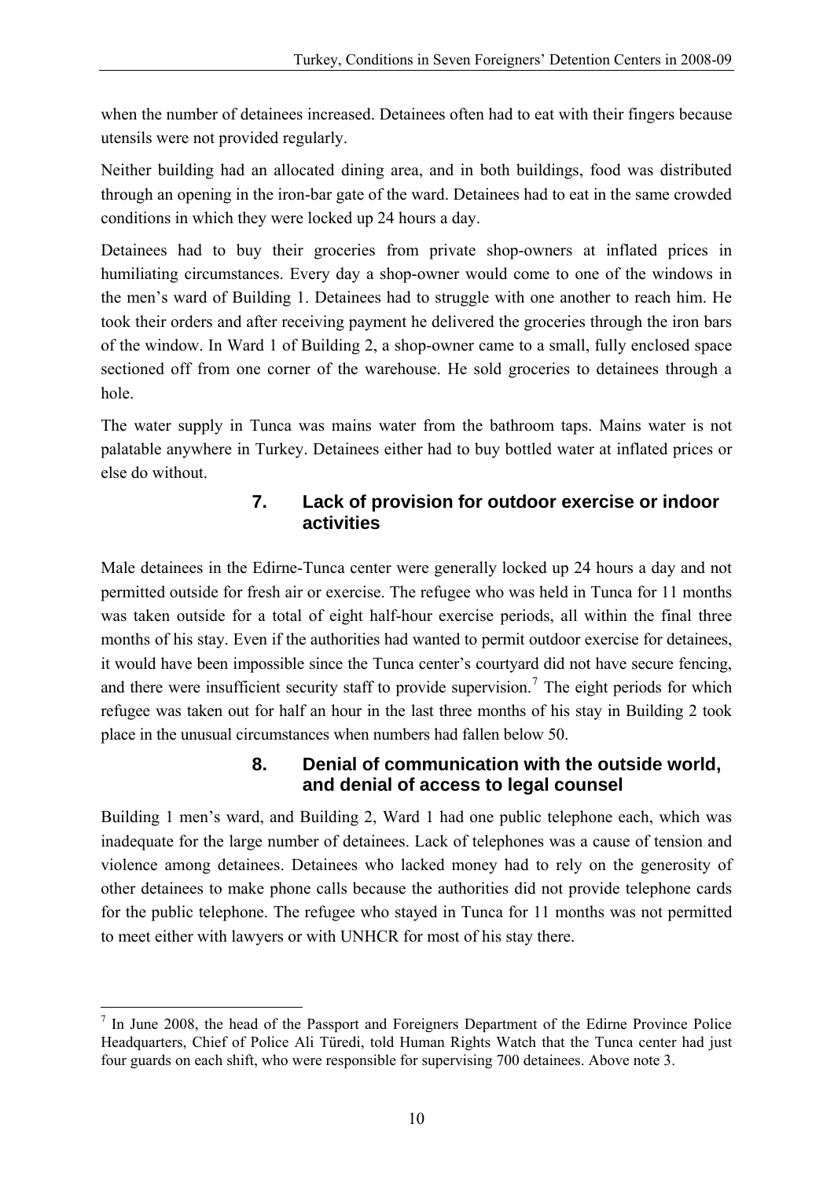when the number of detainees increased. Detainees often had to eat with their fingers because utensils were not provided regularly.

Neither building had an allocated dining area, and in both buildings, food was distributed through an opening in the iron-bar gate of the ward. Detainees had to eat in the same crowded conditions in which they were locked up 24 hours a day.

Detainees had to buy their groceries from private shop-owners at inflated prices in humiliating circumstances. Every day a shop-owner would come to one of the windows in the men's ward of Building 1. Detainees had to struggle with one another to reach him. He took their orders and after receiving payment he delivered the groceries through the iron bars of the window. In Ward 1 of Building 2, a shop-owner came to a small, fully enclosed space sectioned off from one corner of the warehouse. He sold groceries to detainees through a hole.

The water supply in Tunca was mains water from the bathroom taps. Mains water is not palatable anywhere in Turkey. Detainees either had to buy bottled water at inflated prices or else do without.

### 7. Lack of provision for outdoor exercise or indoor activities

Male detainees in the Edirne-Tunca center were generally locked up 24 hours a day and not permitted outside for fresh air or exercise. The refugee who was held in Tunca for 11 months was taken outside for a total of eight half-hour exercise periods, all within the final three months of his stay. Even if the authorities had wanted to permit outdoor exercise for detainees, it would have been impossible since the Tunca center's courtyard did not have secure fencing, and there were insufficient security staff to provide supervision.[7] The eight periods for which refugee was taken out for half an hour in the last three months of his stay in Building 2 took place in the unusual circumstances when numbers had fallen below 50.

### 8. Denial of communication with the outside world, and denial of access to legal counsel

Building 1 men's ward, and Building 2, Ward 1 had one public telephone each, which was inadequate for the large number of detainees. Lack of telephones was a cause of tension and violence among detainees. Detainees who lacked money had to rely on the generosity of other detainees to make phone calls because the authorities did not provide telephone cards for the public telephone. The refugee who stayed in Tunca for 11 months was not permitted to meet either with lawyers or with UNHCR for most of his stay there.

---

[7] In June 2008, the head of the Passport and Foreigners Department of the Edirne Province Police Headquarters, Chief of Police Ali Türedi, told Human Rights Watch that the Tunca center had just four guards on each shift, who were responsible for supervising 700 detainees. Above note 3.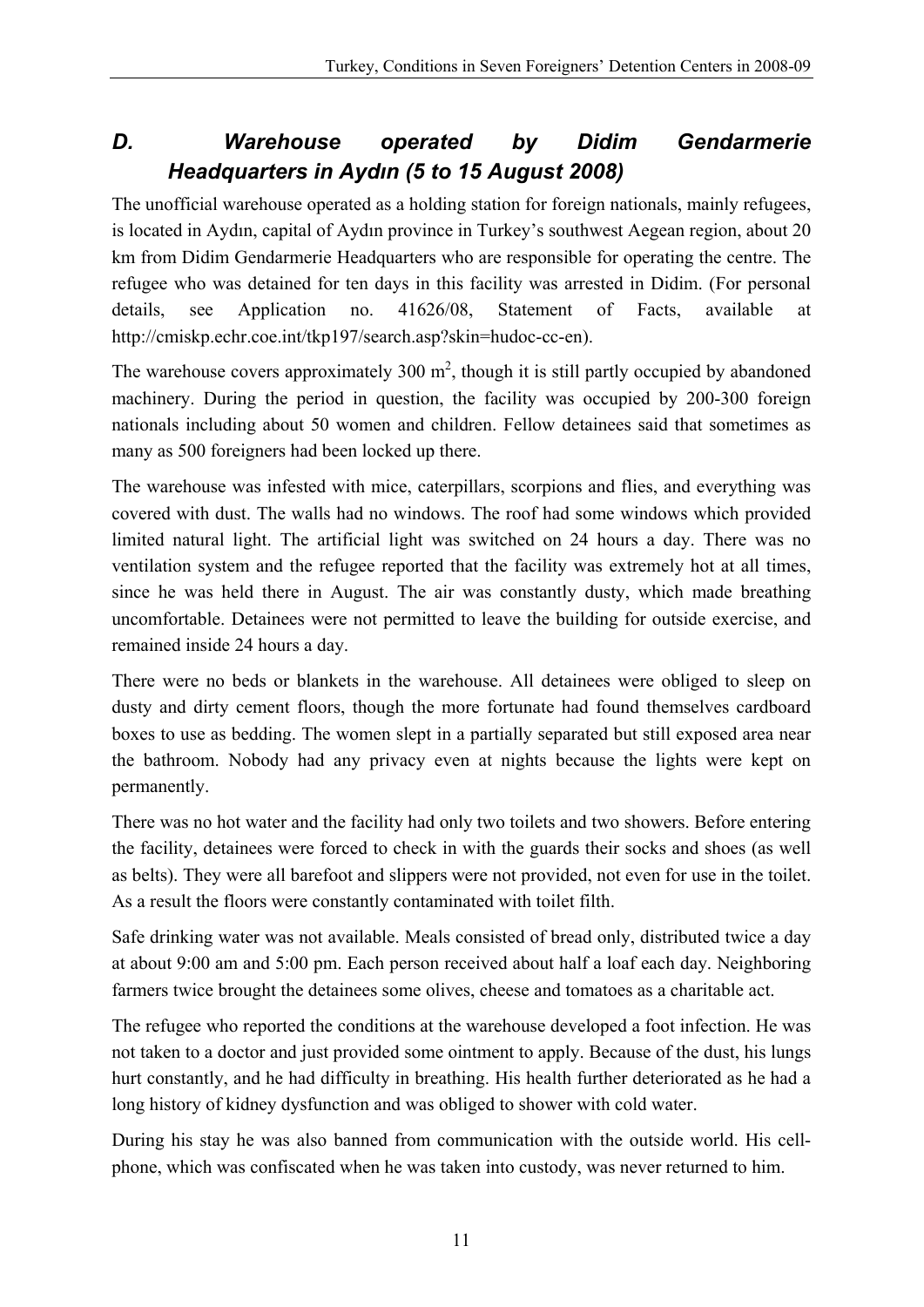## *D. Warehouse operated by Didim Gendarmerie Headquarters in Aydın (5 to 15 August 2008)*

The unofficial warehouse operated as a holding station for foreign nationals, mainly refugees, is located in Aydın, capital of Aydın province in Turkey's southwest Aegean region, about 20 km from Didim Gendarmerie Headquarters who are responsible for operating the centre. The refugee who was detained for ten days in this facility was arrested in Didim. (For personal details, see Application no. 41626/08, Statement of Facts, available at http://cmiskp.echr.coe.int/tkp197/search.asp?skin=hudoc-cc-en).

The warehouse covers approximately 300 $m^2$, though it is still partly occupied by abandoned machinery. During the period in question, the facility was occupied by 200-300 foreign nationals including about 50 women and children. Fellow detainees said that sometimes as many as 500 foreigners had been locked up there.

The warehouse was infested with mice, caterpillars, scorpions and flies, and everything was covered with dust. The walls had no windows. The roof had some windows which provided limited natural light. The artificial light was switched on 24 hours a day. There was no ventilation system and the refugee reported that the facility was extremely hot at all times, since he was held there in August. The air was constantly dusty, which made breathing uncomfortable. Detainees were not permitted to leave the building for outside exercise, and remained inside 24 hours a day.

There were no beds or blankets in the warehouse. All detainees were obliged to sleep on dusty and dirty cement floors, though the more fortunate had found themselves cardboard boxes to use as bedding. The women slept in a partially separated but still exposed area near the bathroom. Nobody had any privacy even at nights because the lights were kept on permanently.

There was no hot water and the facility had only two toilets and two showers. Before entering the facility, detainees were forced to check in with the guards their socks and shoes (as well as belts). They were all barefoot and slippers were not provided, not even for use in the toilet. As a result the floors were constantly contaminated with toilet filth.

Safe drinking water was not available. Meals consisted of bread only, distributed twice a day at about 9:00 am and 5:00 pm. Each person received about half a loaf each day. Neighboring farmers twice brought the detainees some olives, cheese and tomatoes as a charitable act.

The refugee who reported the conditions at the warehouse developed a foot infection. He was not taken to a doctor and just provided some ointment to apply. Because of the dust, his lungs hurt constantly, and he had difficulty in breathing. His health further deteriorated as he had a long history of kidney dysfunction and was obliged to shower with cold water.

During his stay he was also banned from communication with the outside world. His cell-phone, which was confiscated when he was taken into custody, was never returned to him.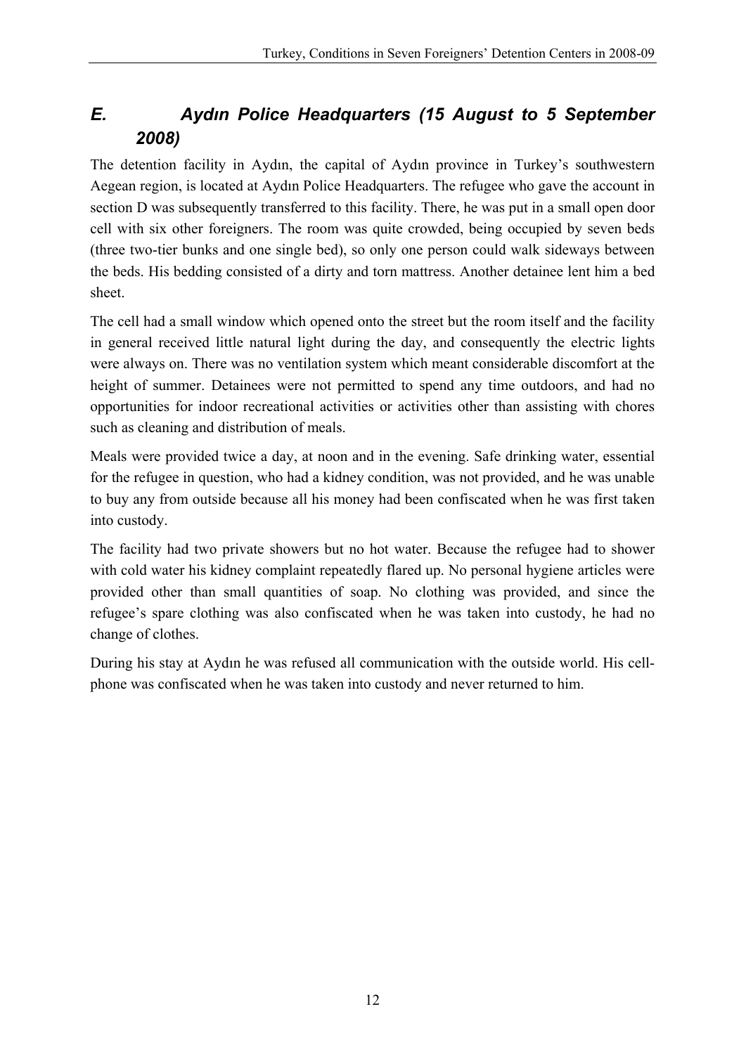## *E. Aydın Police Headquarters (15 August to 5 September 2008)*

The detention facility in Aydın, the capital of Aydın province in Turkey's southwestern Aegean region, is located at Aydın Police Headquarters. The refugee who gave the account in section D was subsequently transferred to this facility. There, he was put in a small open door cell with six other foreigners. The room was quite crowded, being occupied by seven beds (three two-tier bunks and one single bed), so only one person could walk sideways between the beds. His bedding consisted of a dirty and torn mattress. Another detainee lent him a bed sheet.

The cell had a small window which opened onto the street but the room itself and the facility in general received little natural light during the day, and consequently the electric lights were always on. There was no ventilation system which meant considerable discomfort at the height of summer. Detainees were not permitted to spend any time outdoors, and had no opportunities for indoor recreational activities or activities other than assisting with chores such as cleaning and distribution of meals.

Meals were provided twice a day, at noon and in the evening. Safe drinking water, essential for the refugee in question, who had a kidney condition, was not provided, and he was unable to buy any from outside because all his money had been confiscated when he was first taken into custody.

The facility had two private showers but no hot water. Because the refugee had to shower with cold water his kidney complaint repeatedly flared up. No personal hygiene articles were provided other than small quantities of soap. No clothing was provided, and since the refugee's spare clothing was also confiscated when he was taken into custody, he had no change of clothes.

During his stay at Aydın he was refused all communication with the outside world. His cell-phone was confiscated when he was taken into custody and never returned to him.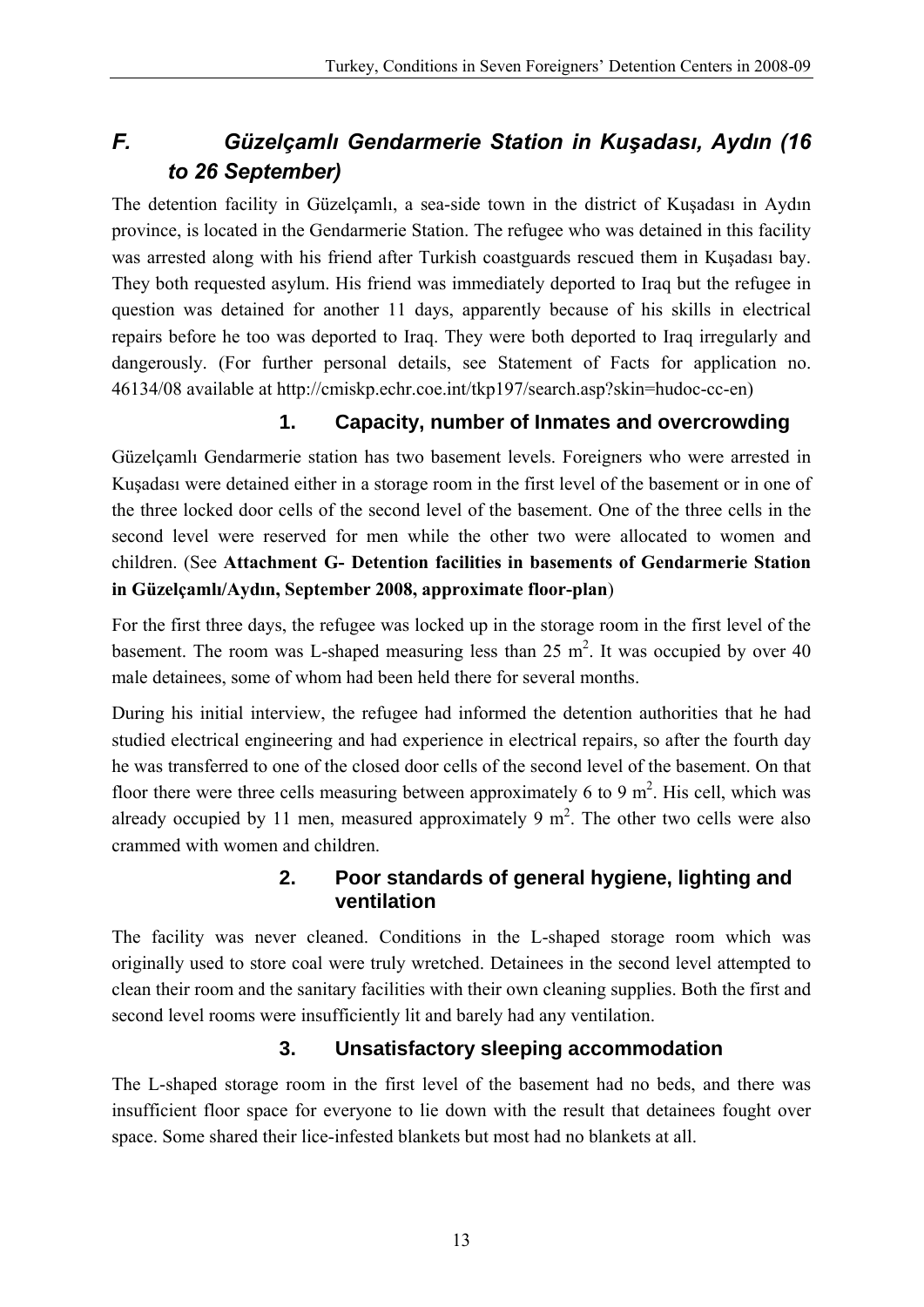## F. Güzelçamlı Gendarmerie Station in Kuşadası, Aydın (16 to 26 September)

The detention facility in Güzelçamlı, a sea-side town in the district of Kuşadası in Aydın province, is located in the Gendarmerie Station. The refugee who was detained in this facility was arrested along with his friend after Turkish coastguards rescued them in Kuşadası bay. They both requested asylum. His friend was immediately deported to Iraq but the refugee in question was detained for another 11 days, apparently because of his skills in electrical repairs before he too was deported to Iraq. They were both deported to Iraq irregularly and dangerously. (For further personal details, see Statement of Facts for application no. 46134/08 available at http://cmiskp.echr.coe.int/tkp197/search.asp?skin=hudoc-cc-en)

### 1. Capacity, number of Inmates and overcrowding

Güzelçamlı Gendarmerie station has two basement levels. Foreigners who were arrested in Kuşadası were detained either in a storage room in the first level of the basement or in one of the three locked door cells of the second level of the basement. One of the three cells in the second level were reserved for men while the other two were allocated to women and children. (See **Attachment G- Detention facilities in basements of Gendarmerie Station in Güzelçamlı/Aydın, September 2008, approximate floor-plan**)

For the first three days, the refugee was locked up in the storage room in the first level of the basement. The room was L-shaped measuring less than 25 $m^2$. It was occupied by over 40 male detainees, some of whom had been held there for several months.

During his initial interview, the refugee had informed the detention authorities that he had studied electrical engineering and had experience in electrical repairs, so after the fourth day he was transferred to one of the closed door cells of the second level of the basement. On that floor there were three cells measuring between approximately 6 to 9 $m^2$. His cell, which was already occupied by 11 men, measured approximately 9 $m^2$. The other two cells were also crammed with women and children.

### 2. Poor standards of general hygiene, lighting and ventilation

The facility was never cleaned. Conditions in the L-shaped storage room which was originally used to store coal were truly wretched. Detainees in the second level attempted to clean their room and the sanitary facilities with their own cleaning supplies. Both the first and second level rooms were insufficiently lit and barely had any ventilation.

### 3. Unsatisfactory sleeping accommodation

The L-shaped storage room in the first level of the basement had no beds, and there was insufficient floor space for everyone to lie down with the result that detainees fought over space. Some shared their lice-infested blankets but most had no blankets at all.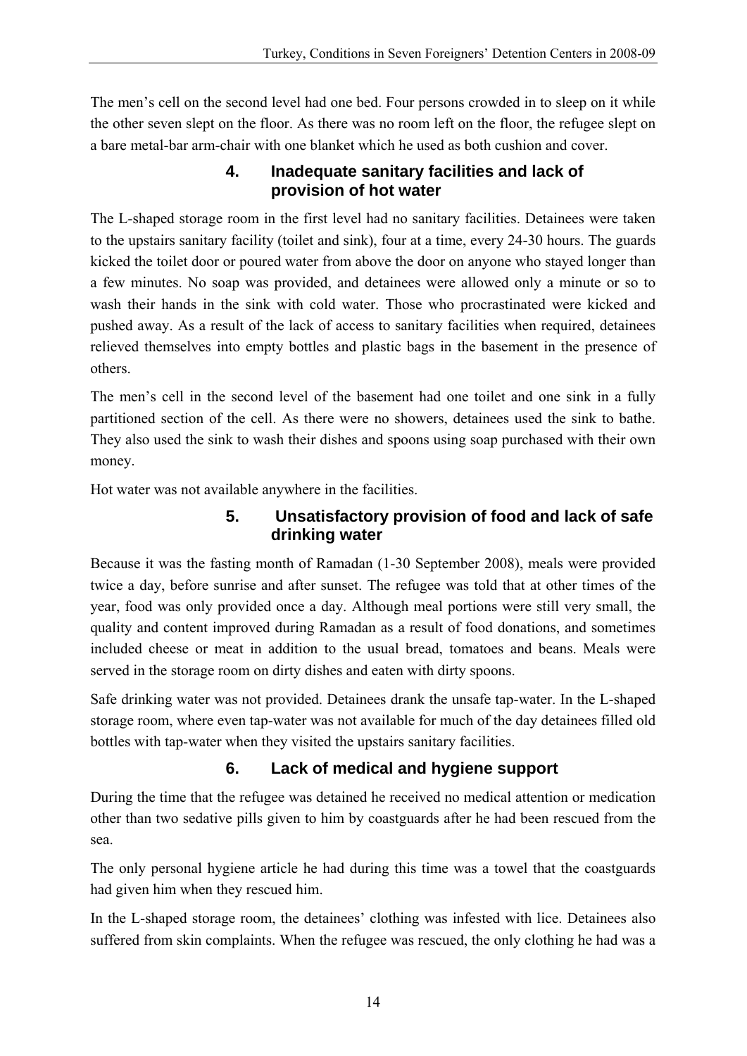The men's cell on the second level had one bed. Four persons crowded in to sleep on it while the other seven slept on the floor. As there was no room left on the floor, the refugee slept on a bare metal-bar arm-chair with one blanket which he used as both cushion and cover.

### 4. Inadequate sanitary facilities and lack of provision of hot water

The L-shaped storage room in the first level had no sanitary facilities. Detainees were taken to the upstairs sanitary facility (toilet and sink), four at a time, every 24-30 hours. The guards kicked the toilet door or poured water from above the door on anyone who stayed longer than a few minutes. No soap was provided, and detainees were allowed only a minute or so to wash their hands in the sink with cold water. Those who procrastinated were kicked and pushed away. As a result of the lack of access to sanitary facilities when required, detainees relieved themselves into empty bottles and plastic bags in the basement in the presence of others.

The men's cell in the second level of the basement had one toilet and one sink in a fully partitioned section of the cell. As there were no showers, detainees used the sink to bathe. They also used the sink to wash their dishes and spoons using soap purchased with their own money.

Hot water was not available anywhere in the facilities.

### 5. Unsatisfactory provision of food and lack of safe drinking water

Because it was the fasting month of Ramadan (1-30 September 2008), meals were provided twice a day, before sunrise and after sunset. The refugee was told that at other times of the year, food was only provided once a day. Although meal portions were still very small, the quality and content improved during Ramadan as a result of food donations, and sometimes included cheese or meat in addition to the usual bread, tomatoes and beans. Meals were served in the storage room on dirty dishes and eaten with dirty spoons.

Safe drinking water was not provided. Detainees drank the unsafe tap-water. In the L-shaped storage room, where even tap-water was not available for much of the day detainees filled old bottles with tap-water when they visited the upstairs sanitary facilities.

### 6. Lack of medical and hygiene support

During the time that the refugee was detained he received no medical attention or medication other than two sedative pills given to him by coastguards after he had been rescued from the sea.

The only personal hygiene article he had during this time was a towel that the coastguards had given him when they rescued him.

In the L-shaped storage room, the detainees' clothing was infested with lice. Detainees also suffered from skin complaints. When the refugee was rescued, the only clothing he had was a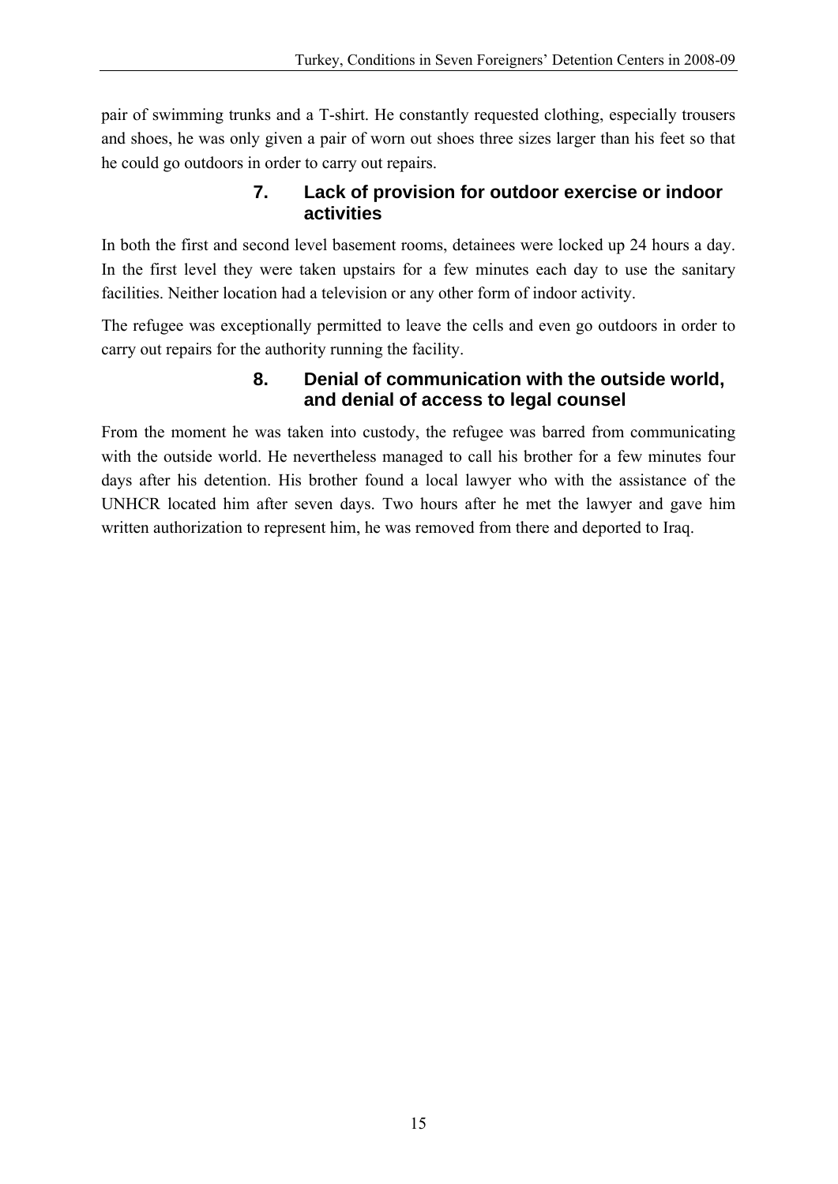pair of swimming trunks and a T-shirt. He constantly requested clothing, especially trousers and shoes, he was only given a pair of worn out shoes three sizes larger than his feet so that he could go outdoors in order to carry out repairs.

### 7. Lack of provision for outdoor exercise or indoor activities

In both the first and second level basement rooms, detainees were locked up 24 hours a day. In the first level they were taken upstairs for a few minutes each day to use the sanitary facilities. Neither location had a television or any other form of indoor activity.

The refugee was exceptionally permitted to leave the cells and even go outdoors in order to carry out repairs for the authority running the facility.

### 8. Denial of communication with the outside world, and denial of access to legal counsel

From the moment he was taken into custody, the refugee was barred from communicating with the outside world. He nevertheless managed to call his brother for a few minutes four days after his detention. His brother found a local lawyer who with the assistance of the UNHCR located him after seven days. Two hours after he met the lawyer and gave him written authorization to represent him, he was removed from there and deported to Iraq.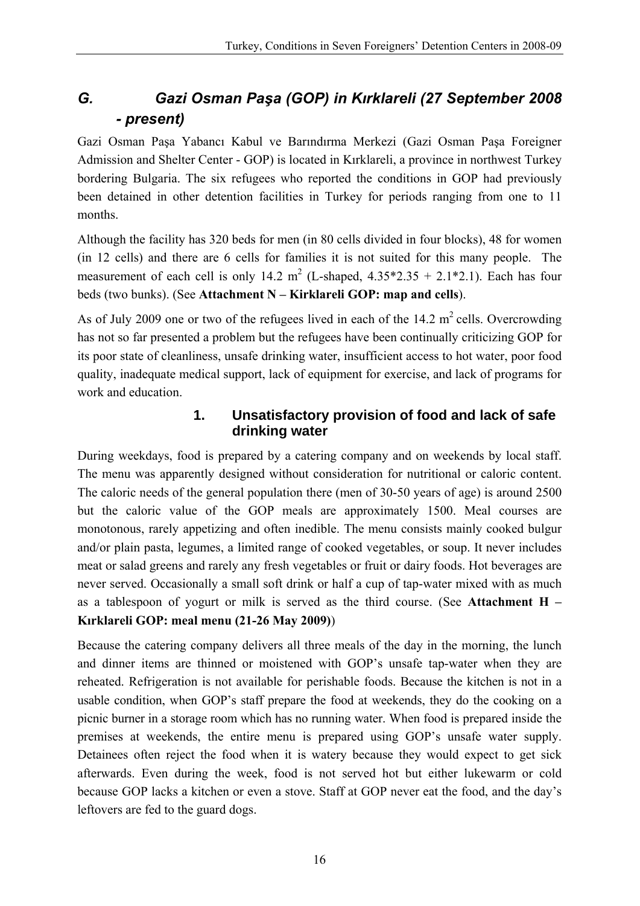## *G. Gazi Osman Paşa (GOP) in Kırklareli (27 September 2008 - present)*

Gazi Osman Paşa Yabancı Kabul ve Barındırma Merkezi (Gazi Osman Paşa Foreigner Admission and Shelter Center - GOP) is located in Kırklareli, a province in northwest Turkey bordering Bulgaria. The six refugees who reported the conditions in GOP had previously been detained in other detention facilities in Turkey for periods ranging from one to 11 months.

Although the facility has 320 beds for men (in 80 cells divided in four blocks), 48 for women (in 12 cells) and there are 6 cells for families it is not suited for this many people. The measurement of each cell is only 14.2 $m^2$ (L-shaped, 4.35*2.35 + 2.1*2.1). Each has four beds (two bunks). (See **Attachment N – Kirklareli GOP: map and cells**).

As of July 2009 one or two of the refugees lived in each of the 14.2 $m^2$ cells. Overcrowding has not so far presented a problem but the refugees have been continually criticizing GOP for its poor state of cleanliness, unsafe drinking water, insufficient access to hot water, poor food quality, inadequate medical support, lack of equipment for exercise, and lack of programs for work and education.

### 1. Unsatisfactory provision of food and lack of safe drinking water

During weekdays, food is prepared by a catering company and on weekends by local staff. The menu was apparently designed without consideration for nutritional or caloric content. The caloric needs of the general population there (men of 30-50 years of age) is around 2500 but the caloric value of the GOP meals are approximately 1500. Meal courses are monotonous, rarely appetizing and often inedible. The menu consists mainly cooked bulgur and/or plain pasta, legumes, a limited range of cooked vegetables, or soup. It never includes meat or salad greens and rarely any fresh vegetables or fruit or dairy foods. Hot beverages are never served. Occasionally a small soft drink or half a cup of tap-water mixed with as much as a tablespoon of yogurt or milk is served as the third course. (See **Attachment H – Kırklareli GOP: meal menu (21-26 May 2009)**)

Because the catering company delivers all three meals of the day in the morning, the lunch and dinner items are thinned or moistened with GOP's unsafe tap-water when they are reheated. Refrigeration is not available for perishable foods. Because the kitchen is not in a usable condition, when GOP's staff prepare the food at weekends, they do the cooking on a picnic burner in a storage room which has no running water. When food is prepared inside the premises at weekends, the entire menu is prepared using GOP's unsafe water supply. Detainees often reject the food when it is watery because they would expect to get sick afterwards. Even during the week, food is not served hot but either lukewarm or cold because GOP lacks a kitchen or even a stove. Staff at GOP never eat the food, and the day's leftovers are fed to the guard dogs.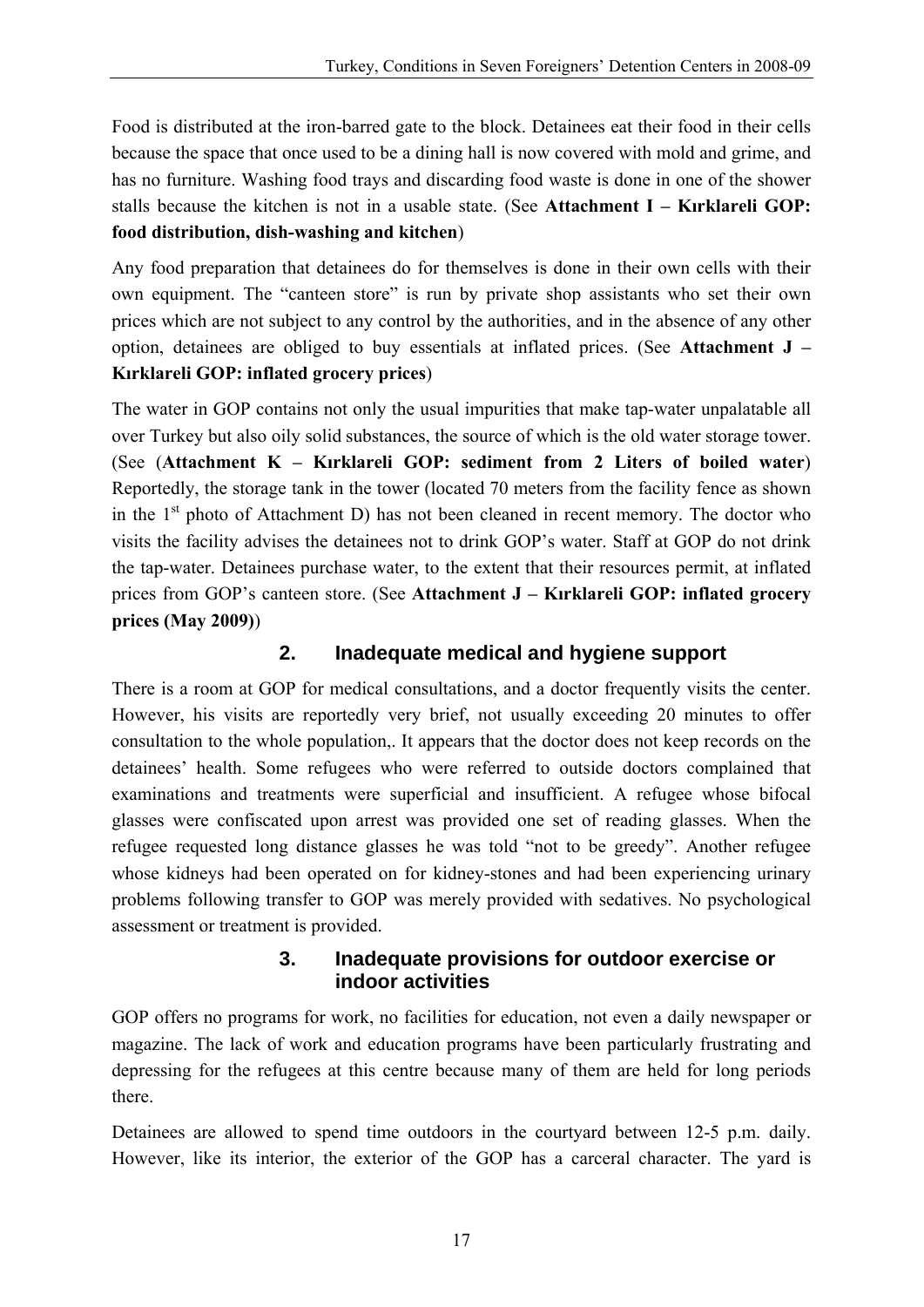Food is distributed at the iron-barred gate to the block. Detainees eat their food in their cells because the space that once used to be a dining hall is now covered with mold and grime, and has no furniture. Washing food trays and discarding food waste is done in one of the shower stalls because the kitchen is not in a usable state. (See **Attachment I – Kırklareli GOP: food distribution, dish-washing and kitchen**)

Any food preparation that detainees do for themselves is done in their own cells with their own equipment. The "canteen store" is run by private shop assistants who set their own prices which are not subject to any control by the authorities, and in the absence of any other option, detainees are obliged to buy essentials at inflated prices. (See **Attachment J – Kırklareli GOP: inflated grocery prices**)

The water in GOP contains not only the usual impurities that make tap-water unpalatable all over Turkey but also oily solid substances, the source of which is the old water storage tower. (See (**Attachment K – Kırklareli GOP: sediment from 2 Liters of boiled water**) Reportedly, the storage tank in the tower (located 70 meters from the facility fence as shown in the 1st photo of Attachment D) has not been cleaned in recent memory. The doctor who visits the facility advises the detainees not to drink GOP's water. Staff at GOP do not drink the tap-water. Detainees purchase water, to the extent that their resources permit, at inflated prices from GOP's canteen store. (See **Attachment J – Kırklareli GOP: inflated grocery prices (May 2009)**)

### 2. Inadequate medical and hygiene support

There is a room at GOP for medical consultations, and a doctor frequently visits the center. However, his visits are reportedly very brief, not usually exceeding 20 minutes to offer consultation to the whole population,. It appears that the doctor does not keep records on the detainees' health. Some refugees who were referred to outside doctors complained that examinations and treatments were superficial and insufficient. A refugee whose bifocal glasses were confiscated upon arrest was provided one set of reading glasses. When the refugee requested long distance glasses he was told "not to be greedy". Another refugee whose kidneys had been operated on for kidney-stones and had been experiencing urinary problems following transfer to GOP was merely provided with sedatives. No psychological assessment or treatment is provided.

### 3. Inadequate provisions for outdoor exercise or indoor activities

GOP offers no programs for work, no facilities for education, not even a daily newspaper or magazine. The lack of work and education programs have been particularly frustrating and depressing for the refugees at this centre because many of them are held for long periods there.

Detainees are allowed to spend time outdoors in the courtyard between 12-5 p.m. daily. However, like its interior, the exterior of the GOP has a carceral character. The yard is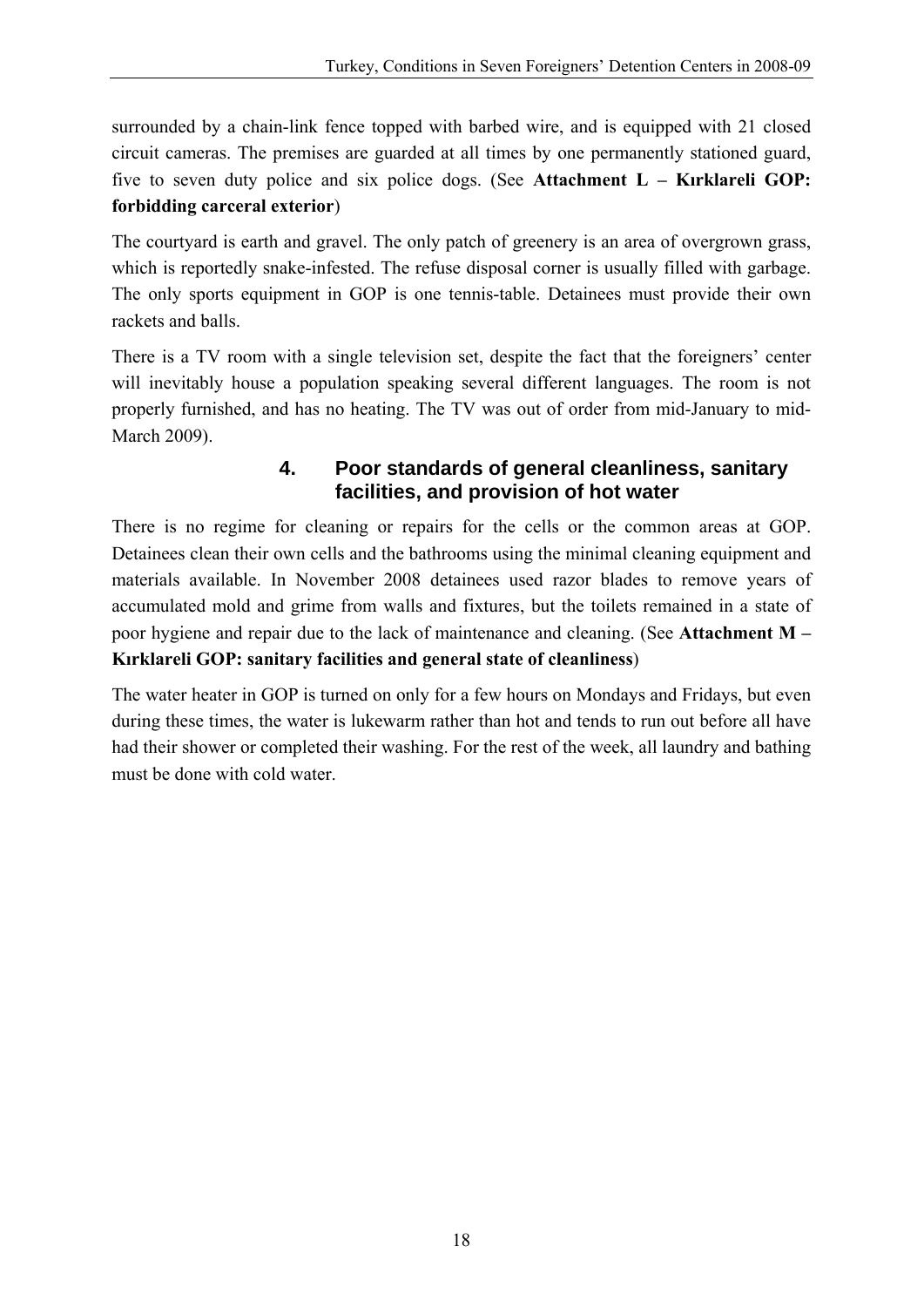surrounded by a chain-link fence topped with barbed wire, and is equipped with 21 closed circuit cameras. The premises are guarded at all times by one permanently stationed guard, five to seven duty police and six police dogs. (See **Attachment L – Kırklareli GOP: forbidding carceral exterior**)

The courtyard is earth and gravel. The only patch of greenery is an area of overgrown grass, which is reportedly snake-infested. The refuse disposal corner is usually filled with garbage. The only sports equipment in GOP is one tennis-table. Detainees must provide their own rackets and balls.

There is a TV room with a single television set, despite the fact that the foreigners' center will inevitably house a population speaking several different languages. The room is not properly furnished, and has no heating. The TV was out of order from mid-January to mid-March 2009).

### 4. Poor standards of general cleanliness, sanitary facilities, and provision of hot water

There is no regime for cleaning or repairs for the cells or the common areas at GOP. Detainees clean their own cells and the bathrooms using the minimal cleaning equipment and materials available. In November 2008 detainees used razor blades to remove years of accumulated mold and grime from walls and fixtures, but the toilets remained in a state of poor hygiene and repair due to the lack of maintenance and cleaning. (See **Attachment M – Kırklareli GOP: sanitary facilities and general state of cleanliness**)

The water heater in GOP is turned on only for a few hours on Mondays and Fridays, but even during these times, the water is lukewarm rather than hot and tends to run out before all have had their shower or completed their washing. For the rest of the week, all laundry and bathing must be done with cold water.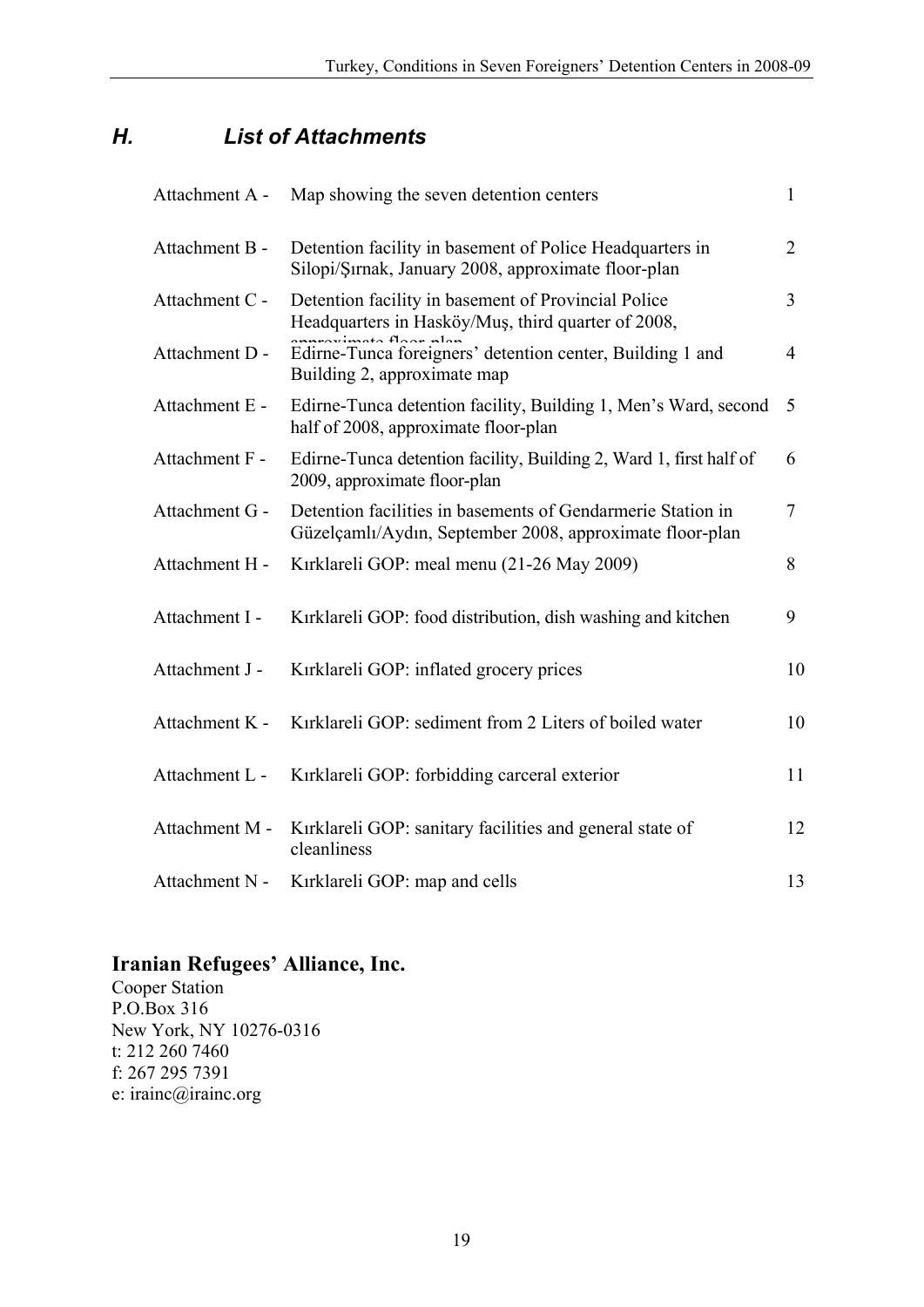## *H. List of Attachments*

| | | |
|---|---|---|
| Attachment A - | Map showing the seven detention centers | 1 |
| Attachment B - | Detention facility in basement of Police Headquarters in Silopi/Şırnak, January 2008, approximate floor-plan | 2 |
| Attachment C - | Detention facility in basement of Provincial Police Headquarters in Hasköy/Muş, third quarter of 2008, approximate floor-plan | 3 |
| Attachment D - | Edirne-Tunca foreigners' detention center, Building 1 and Building 2, approximate map | 4 |
| Attachment E - | Edirne-Tunca detention facility, Building 1, Men's Ward, second half of 2008, approximate floor-plan | 5 |
| Attachment F - | Edirne-Tunca detention facility, Building 2, Ward 1, first half of 2009, approximate floor-plan | 6 |
| Attachment G - | Detention facilities in basements of Gendarmerie Station in Güzelçamlı/Aydın, September 2008, approximate floor-plan | 7 |
| Attachment H - | Kırklareli GOP: meal menu (21-26 May 2009) | 8 |
| Attachment I - | Kırklareli GOP: food distribution, dish washing and kitchen | 9 |
| Attachment J - | Kırklareli GOP: inflated grocery prices | 10 |
| Attachment K - | Kırklareli GOP: sediment from 2 Liters of boiled water | 10 |
| Attachment L - | Kırklareli GOP: forbidding carceral exterior | 11 |
| Attachment M - | Kırklareli GOP: sanitary facilities and general state of cleanliness | 12 |
| Attachment N - | Kırklareli GOP: map and cells | 13 |

**Iranian Refugees' Alliance, Inc.**
Cooper Station
P.O.Box 316
New York, NY 10276-0316
t: 212 260 7460
f: 267 295 7391
e: irainc@irainc.org